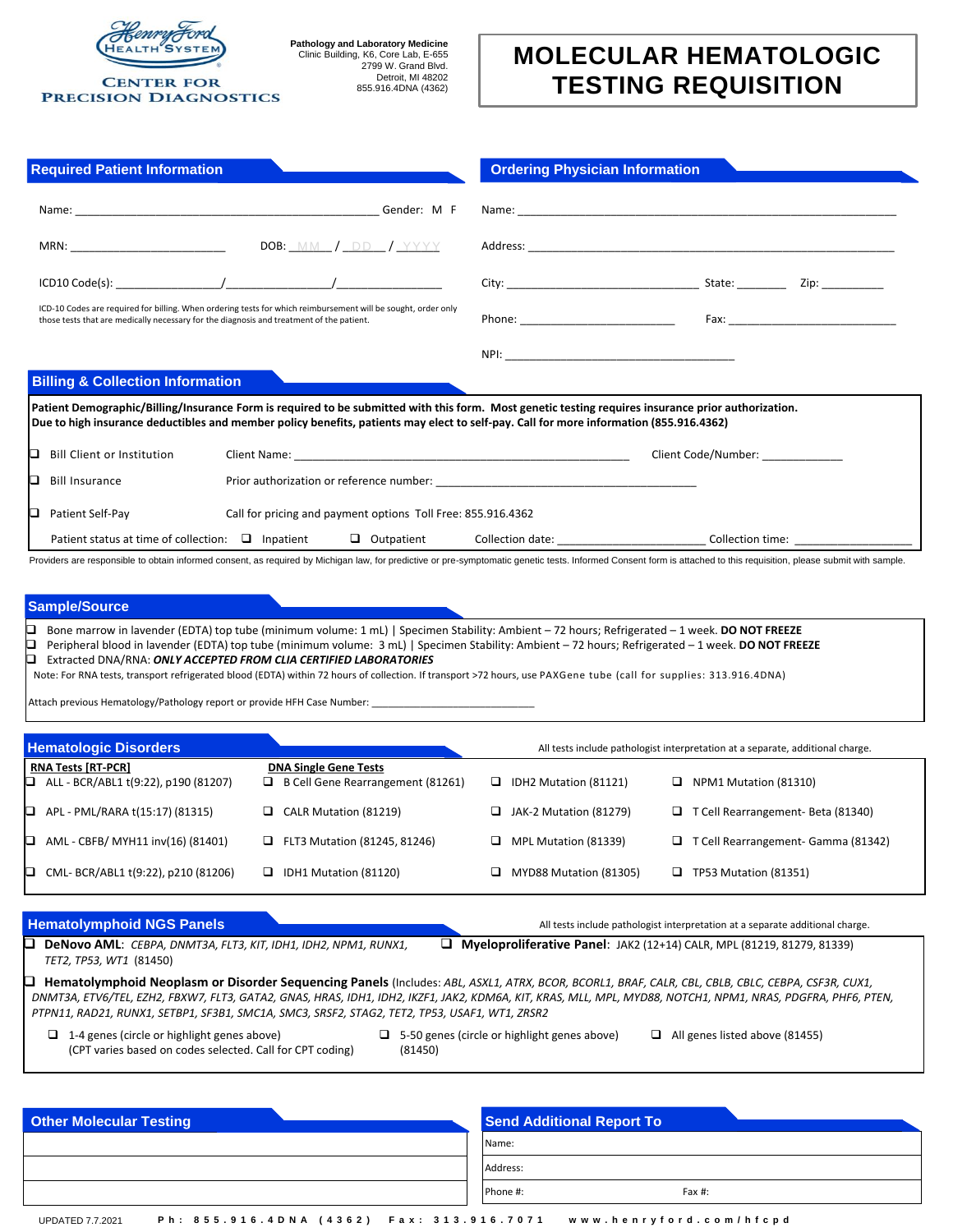Henry Ford Health System
CENTER FOR PRECISION DIAGNOSTICS

**Pathology and Laboratory Medicine**
Clinic Building, K6, Core Lab, E-655
2799 W. Grand Blvd.
Detroit, MI 48202
855.916.4DNA (4362)

# MOLECULAR HEMATOLOGIC TESTING REQUISITION

## Required Patient Information

Name: ______________________________ Gender: M F

MRN: ____________________ DOB: MM / DD / YYYY

ICD10 Code(s): ____________/____________/____________

ICD-10 Codes are required for billing. When ordering tests for which reimbursement is sought, order only those tests that are medically necessary for the diagnosis and treatment of the patient.

## Ordering Physician Information

Name: ______________________________

Address: ______________________________

City: ____________________ State: ________ Zip: __________

Phone: ____________________ Fax: ____________________

NPI: ______________________________

## Billing & Collection Information

**Patient Demographic/Billing/Insurance Form is required to be submitted with this form. Most genetic testing requires insurance prior authorization. Due to high insurance deductibles and member policy benefits, patients may elect to self-pay. Call for more information (855.916.4362)**

- ❑ Bill Client or Institution — Client Name: ____________________ Client Code/Number: ____________
- ❑ Bill Insurance — Prior authorization or reference number: ____________________
- ❑ Patient Self-Pay — Call for pricing and payment options Toll Free: 855.916.4362

Patient status at time of collection: ❑ Inpatient ❑ Outpatient Collection date: ____________ Collection time: ____________

Providers are responsible to obtain informed consent, as required by Michigan law, for predictive or pre-symptomatic genetic tests. Informed Consent form is attached to this requisition, please submit with sample.

## Sample/Source

- ❑ Bone marrow in lavender (EDTA) top tube (minimum volume: 1 mL) | Specimen Stability: Ambient – 72 hours; Refrigerated – 1 week. **DO NOT FREEZE**
- ❑ Peripheral blood in lavender (EDTA) top tube (minimum volume: 3 mL) | Specimen Stability: Ambient – 72 hours; Refrigerated – 1 week. **DO NOT FREEZE**
- ❑ Extracted DNA/RNA: ***ONLY ACCEPTED FROM CLIA CERTIFIED LABORATORIES***

Note: For RNA tests, transport refrigerated blood (EDTA) within 72 hours of collection. If transport >72 hours, use PAXGene tube (call for supplies: 313.916.4DNA)

Attach previous Hematology/Pathology report or provide HFH Case Number: ____________________

## Hematologic Disorders

All tests include pathologist interpretation at a separate, additional charge.

| RNA Tests [RT-PCR] | DNA Single Gene Tests | | |
|---|---|---|---|
| ❑ ALL - BCR/ABL1 t(9:22), p190 (81207) | ❑ B Cell Gene Rearrangement (81261) | ❑ IDH2 Mutation (81121) | ❑ NPM1 Mutation (81310) |
| ❑ APL - PML/RARA t(15:17) (81315) | ❑ CALR Mutation (81219) | ❑ JAK-2 Mutation (81279) | ❑ T Cell Rearrangement- Beta (81340) |
| ❑ AML - CBFB/ MYH11 inv(16) (81401) | ❑ FLT3 Mutation (81245, 81246) | ❑ MPL Mutation (81339) | ❑ T Cell Rearrangement- Gamma (81342) |
| ❑ CML- BCR/ABL1 t(9:22), p210 (81206) | ❑ IDH1 Mutation (81120) | ❑ MYD88 Mutation (81305) | ❑ TP53 Mutation (81351) |

## Hematolymphoid NGS Panels

All tests include pathologist interpretation at a separate additional charge.

- ❑ **DeNovo AML**: *CEBPA, DNMT3A, FLT3, KIT, IDH1, IDH2, NPM1, RUNX1, TET2, TP53, WT1* (81450)
- ❑ **Myeloproliferative Panel**: JAK2 (12+14) CALR, MPL (81219, 81279, 81339)
- ❑ **Hematolymphoid Neoplasm or Disorder Sequencing Panels** (Includes: *ABL, ASXL1, ATRX, BCOR, BCORL1, BRAF, CALR, CBL, CBLB, CBLC, CEBPA, CSF3R, CUX1, DNMT3A, ETV6/TEL, EZH2, FBXW7, FLT3, GATA2, GNAS, HRAS, IDH1, IDH2, IKZF1, JAK2, KDM6A, KIT, KRAS, MLL, MPL, MYD88, NOTCH1, NPM1, NRAS, PDGFRA, PHF6, PTEN, PTPN11, RAD21, RUNX1, SETBP1, SF3B1, SMC1A, SMC3, SRSF2, STAG2, TET2, TP53, USAF1, WT1, ZRSR2*)
  - ❑ 1-4 genes (circle or highlight genes above) (CPT varies based on codes selected. Call for CPT coding)
  - ❑ 5-50 genes (circle or highlight genes above) (81450)
  - ❑ All genes listed above (81455)

## Other Molecular Testing

______________________________

______________________________

______________________________

## Send Additional Report To

Name:

Address:

Phone #: Fax #:

UPDATED 7.7.2021 Ph: 855.916.4DNA (4362) Fax: 313.916.7071 www.henryford.com/hfcpd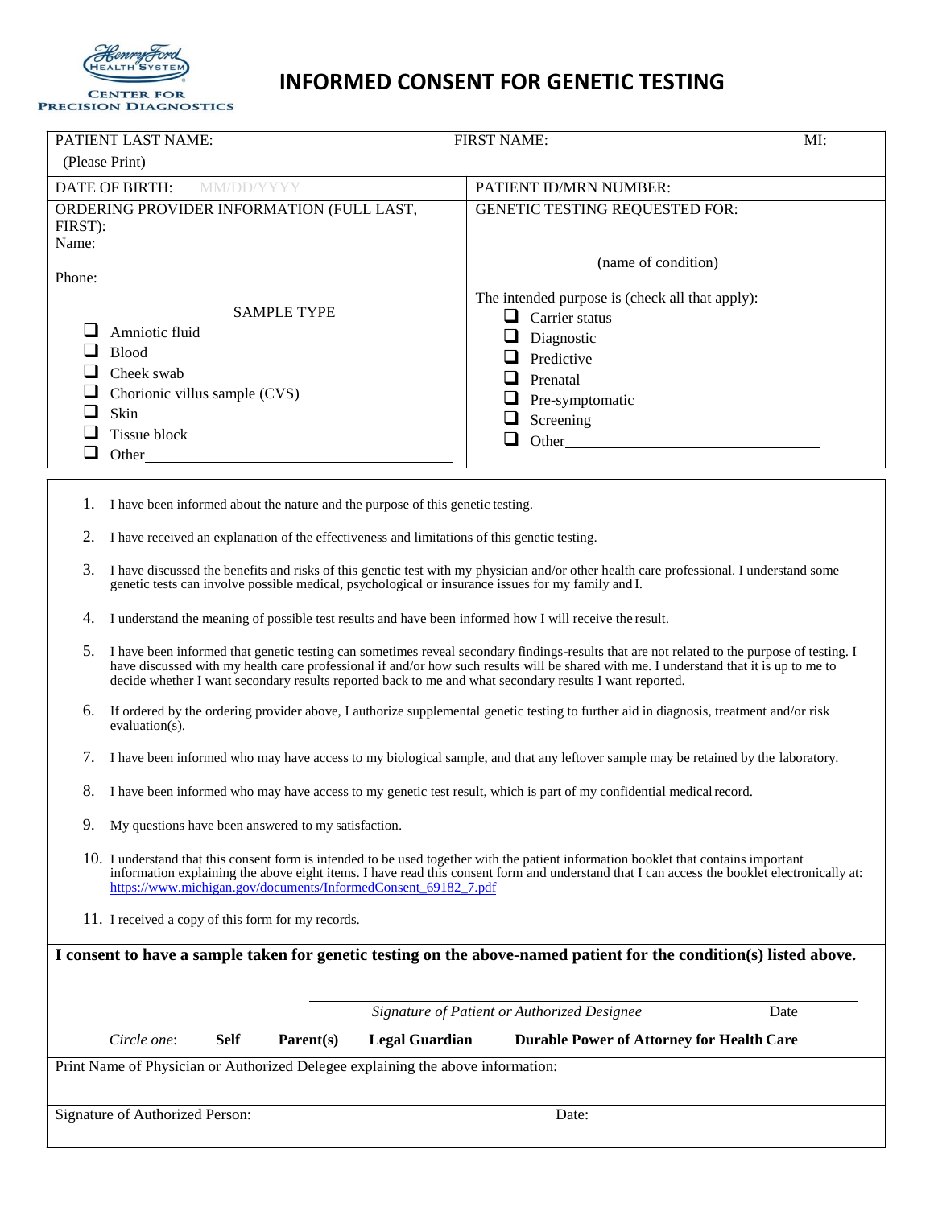Henry Ford Health System
CENTER FOR PRECISION DIAGNOSTICS

# INFORMED CONSENT FOR GENETIC TESTING

| | |
|---|---|
| PATIENT LAST NAME: (Please Print) | FIRST NAME: MI: |
| DATE OF BIRTH: MM/DD/YYYY | PATIENT ID/MRN NUMBER: |
| ORDERING PROVIDER INFORMATION (FULL LAST, FIRST):<br>Name:<br>Phone: | GENETIC TESTING REQUESTED FOR:<br>\_\_\_\_\_\_\_\_\_\_\_\_\_\_\_\_\_\_\_\_\_\_\_\_\_\_\_\_<br>(name of condition) |
| SAMPLE TYPE<br>❑ Amniotic fluid<br>❑ Blood<br>❑ Cheek swab<br>❑ Chorionic villus sample (CVS)<br>❑ Skin<br>❑ Tissue block<br>❑ Other\_\_\_\_\_\_\_\_\_\_\_\_\_\_\_\_\_\_\_\_ | The intended purpose is (check all that apply):<br>❑ Carrier status<br>❑ Diagnostic<br>❑ Predictive<br>❑ Prenatal<br>❑ Pre-symptomatic<br>❑ Screening<br>❑ Other\_\_\_\_\_\_\_\_\_\_\_\_\_\_\_\_\_\_\_\_ |

1. I have been informed about the nature and the purpose of this genetic testing.
2. I have received an explanation of the effectiveness and limitations of this genetic testing.
3. I have discussed the benefits and risks of this genetic test with my physician and/or other health care professional. I understand some genetic tests can involve possible medical, psychological or insurance issues for my family and I.
4. I understand the meaning of possible test results and have been informed how I will receive the result.
5. I have been informed that genetic testing can sometimes reveal secondary findings-results that are not related to the purpose of testing. I have discussed with my health care professional if and/or how such results will be shared with me. I understand that it is up to me to decide whether I want secondary results reported back to me and what secondary results I want reported.
6. If ordered by the ordering provider above, I authorize supplemental genetic testing to further aid in diagnosis, treatment and/or risk evaluation(s).
7. I have been informed who may have access to my biological sample, and that any leftover sample may be retained by the laboratory.
8. I have been informed who may have access to my genetic test result, which is part of my confidential medical record.
9. My questions have been answered to my satisfaction.
10. I understand that this consent form is intended to be used together with the patient information booklet that contains important information explaining the above eight items. I have read this consent form and understand that I can access the booklet electronically at: https://www.michigan.gov/documents/InformedConsent_69182_7.pdf
11. I received a copy of this form for my records.

**I consent to have a sample taken for genetic testing on the above-named patient for the condition(s) listed above.**

\_\_\_\_\_\_\_\_\_\_\_\_\_\_\_\_\_\_\_\_\_\_\_\_\_\_\_\_\_\_\_\_\_\_\_\_\_\_\_\_\_\_\_\_
*Signature of Patient or Authorized Designee* Date

*Circle one*: **Self** **Parent(s)** **Legal Guardian** **Durable Power of Attorney for Health Care**

Print Name of Physician or Authorized Delegee explaining the above information:

Signature of Authorized Person: Date: